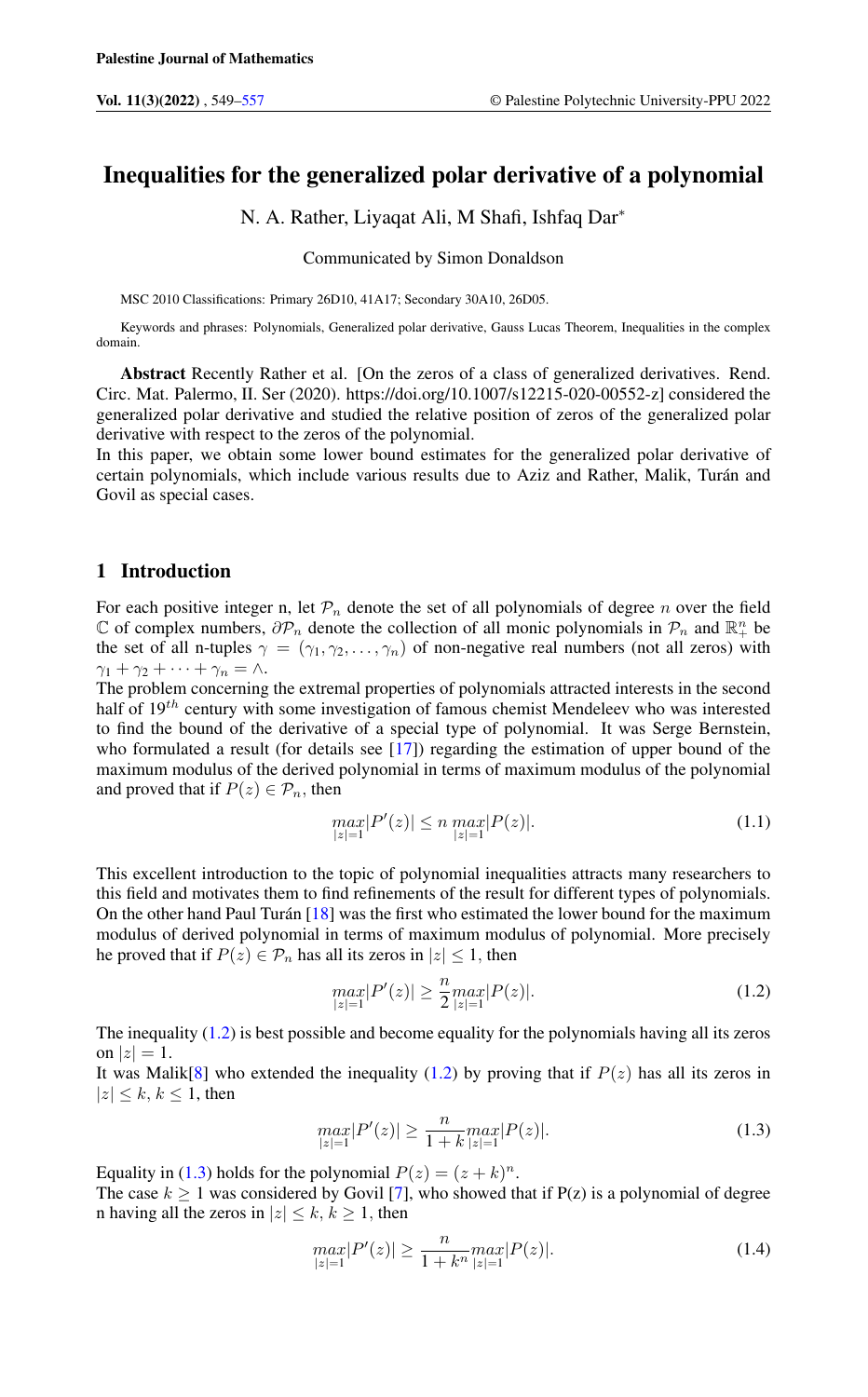# Inequalities for the generalized polar derivative of a polynomial

N. A. Rather, Liyaqat Ali, M Shafi, Ishfaq Dar*

Communicated by Simon Donaldson

MSC 2010 Classifications: Primary 26D10, 41A17; Secondary 30A10, 26D05.

Keywords and phrases: Polynomials, Generalized polar derivative, Gauss Lucas Theorem, Inequalities in the complex domain.

**Abstract** Recently Rather et al. [On the zeros of a class of generalized derivatives. Rend. Circ. Mat. Palermo, II. Ser (2020). https://doi.org/10.1007/s12215-020-00552-z] considered the generalized polar derivative and studied the relative position of zeros of the generalized polar derivative with respect to the zeros of the polynomial.
In this paper, we obtain some lower bound estimates for the generalized polar derivative of certain polynomials, which include various results due to Aziz and Rather, Malik, Turán and Govil as special cases.

## 1 Introduction

For each positive integer n, let $\mathcal{P}_n$ denote the set of all polynomials of degree $n$ over the field $\mathbb{C}$ of complex numbers, $\partial\mathcal{P}_n$ denote the collection of all monic polynomials in $\mathcal{P}_n$ and $\mathbb{R}^n_+$ be the set of all n-tuples $\gamma = (\gamma_1, \gamma_2, \dots, \gamma_n)$ of non-negative real numbers (not all zeros) with $\gamma_1 + \gamma_2 + \cdots + \gamma_n = \wedge$.
The problem concerning the extremal properties of polynomials attracted interests in the second half of $19^{th}$ century with some investigation of famous chemist Mendeleev who was interested to find the bound of the derivative of a special type of polynomial. It was Serge Bernstein, who formulated a result (for details see [17]) regarding the estimation of upper bound of the maximum modulus of the derived polynomial in terms of maximum modulus of the polynomial and proved that if $P(z) \in \mathcal{P}_n$, then

$$\max_{|z|=1}|P'(z)| \leq n \max_{|z|=1}|P(z)|. \tag{1.1}$$

This excellent introduction to the topic of polynomial inequalities attracts many researchers to this field and motivates them to find refinements of the result for different types of polynomials. On the other hand Paul Turán [18] was the first who estimated the lower bound for the maximum modulus of derived polynomial in terms of maximum modulus of polynomial. More precisely he proved that if $P(z) \in \mathcal{P}_n$ has all its zeros in $|z| \leq 1$, then

$$\max_{|z|=1}|P'(z)| \geq \frac{n}{2}\max_{|z|=1}|P(z)|. \tag{1.2}$$

The inequality (1.2) is best possible and become equality for the polynomials having all its zeros on $|z| = 1$.
It was Malik[8] who extended the inequality (1.2) by proving that if $P(z)$ has all its zeros in $|z| \leq k$, $k \leq 1$, then

$$\max_{|z|=1}|P'(z)| \geq \frac{n}{1+k}\max_{|z|=1}|P(z)|. \tag{1.3}$$

Equality in (1.3) holds for the polynomial $P(z) = (z + k)^n$.
The case $k \geq 1$ was considered by Govil [7], who showed that if P(z) is a polynomial of degree n having all the zeros in $|z| \leq k$, $k \geq 1$, then

$$\max_{|z|=1}|P'(z)| \geq \frac{n}{1+k^n}\max_{|z|=1}|P(z)|. \tag{1.4}$$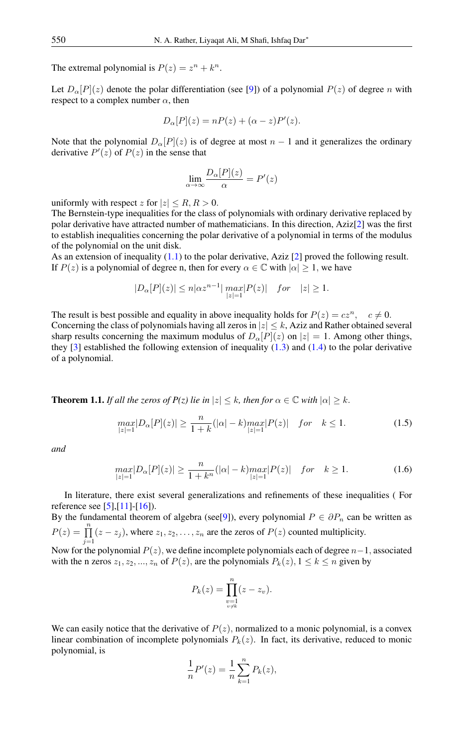The extremal polynomial is $P(z) = z^n + k^n$.

Let $D_\alpha[P](z)$ denote the polar differentiation (see [9]) of a polynomial $P(z)$ of degree $n$ with respect to a complex number $\alpha$, then

$$D_\alpha[P](z) = nP(z) + (\alpha - z)P'(z).$$

Note that the polynomial $D_\alpha[P](z)$ is of degree at most $n-1$ and it generalizes the ordinary derivative $P'(z)$ of $P(z)$ in the sense that

$$\lim_{\alpha \to \infty} \frac{D_\alpha[P](z)}{\alpha} = P'(z)$$

uniformly with respect $z$ for $|z| \leq R, R > 0$.
The Bernstein-type inequalities for the class of polynomials with ordinary derivative replaced by polar derivative have attracted number of mathematicians. In this direction, Aziz[2] was the first to establish inequalities concerning the polar derivative of a polynomial in terms of the modulus of the polynomial on the unit disk.
As an extension of inequality (1.1) to the polar derivative, Aziz [2] proved the following result. If $P(z)$ is a polynomial of degree n, then for every $\alpha \in \mathbb{C}$ with $|\alpha| \geq 1$, we have

$$|D_\alpha[P](z)| \leq n|\alpha z^{n-1}| \max_{|z|=1}|P(z)| \quad for \quad |z| \geq 1.$$

The result is best possible and equality in above inequality holds for $P(z) = cz^n, \quad c \neq 0$.
Concerning the class of polynomials having all zeros in $|z| \leq k$, Aziz and Rather obtained several sharp results concerning the maximum modulus of $D_\alpha[P](z)$ on $|z| = 1$. Among other things, they [3] established the following extension of inequality (1.3) and (1.4) to the polar derivative of a polynomial.

**Theorem 1.1.** *If all the zeros of P(z) lie in $|z| \leq k$, then for $\alpha \in \mathbb{C}$ with $|\alpha| \geq k$.*

$$\max_{|z|=1}|D_\alpha[P](z)| \geq \frac{n}{1+k}(|\alpha| - k)\max_{|z|=1}|P(z)| \quad for \quad k \leq 1. \tag{1.5}$$

*and*

$$\max_{|z|=1}|D_\alpha[P](z)| \geq \frac{n}{1+k^n}(|\alpha| - k)\max_{|z|=1}|P(z)| \quad for \quad k \geq 1. \tag{1.6}$$

In literature, there exist several generalizations and refinements of these inequalities ( For reference see [5],[11]-[16]).
By the fundamental theorem of algebra (see[9]), every polynomial $P \in \partial P_n$ can be written as $P(z) = \prod_{j=1}^{n}(z - z_j)$, where $z_1, z_2, \ldots, z_n$ are the zeros of $P(z)$ counted multiplicity.
Now for the polynomial $P(z)$, we define incomplete polynomials each of degree $n-1$, associated with the n zeros $z_1, z_2, ..., z_n$ of $P(z)$, are the polynomials $P_k(z), 1 \leq k \leq n$ given by

$$P_k(z) = \prod_{\substack{v=1 \\ v \neq k}}^{n}(z - z_v).$$

We can easily notice that the derivative of $P(z)$, normalized to a monic polynomial, is a convex linear combination of incomplete polynomials $P_k(z)$. In fact, its derivative, reduced to monic polynomial, is

$$\frac{1}{n}P'(z) = \frac{1}{n}\sum_{k=1}^{n} P_k(z),$$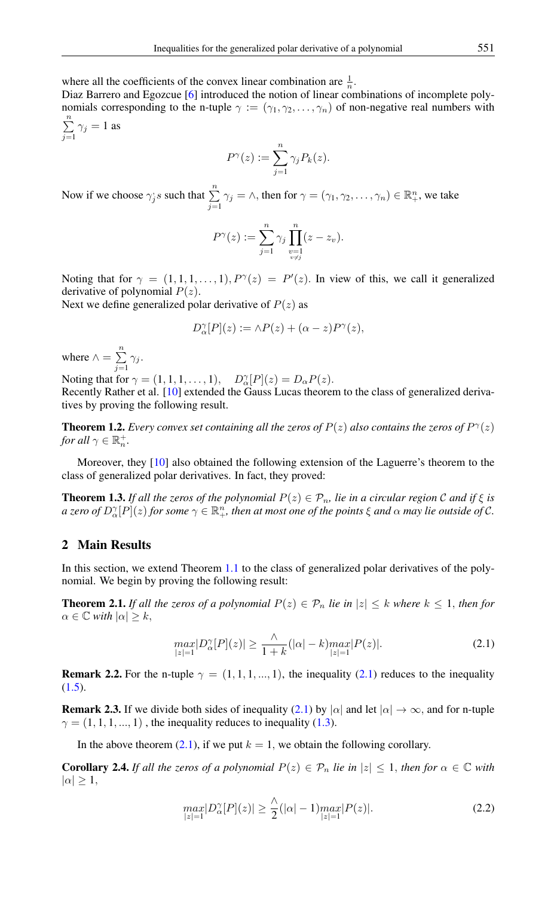where all the coefficients of the convex linear combination are $\frac{1}{n}$.
Diaz Barrero and Egozcue [6] introduced the notion of linear combinations of incomplete polynomials corresponding to the n-tuple $\gamma := (\gamma_1, \gamma_2, \dots, \gamma_n)$ of non-negative real numbers with $\sum_{j=1}^{n} \gamma_j = 1$ as

$$P^{\gamma}(z) := \sum_{j=1}^{n} \gamma_j P_k(z).$$

Now if we choose $\gamma_j^{,}s$ such that $\sum_{j=1}^{n} \gamma_j = \wedge$, then for $\gamma = (\gamma_1, \gamma_2, \dots, \gamma_n) \in \mathbb{R}_+^n$, we take

$$P^{\gamma}(z) := \sum_{j=1}^{n} \gamma_j \prod_{\substack{v=1 \\ v \neq j}}^{n} (z - z_v).$$

Noting that for $\gamma = (1, 1, 1, \dots, 1), P^{\gamma}(z) = P'(z)$. In view of this, we call it generalized derivative of polynomial $P(z)$.
Next we define generalized polar derivative of $P(z)$ as

$$D_{\alpha}^{\gamma}[P](z) := \wedge P(z) + (\alpha - z)P^{\gamma}(z),$$

where $\wedge = \sum_{j=1}^{n} \gamma_j$.
Noting that for $\gamma = (1, 1, 1, \dots, 1), \quad D_{\alpha}^{\gamma}[P](z) = D_{\alpha}P(z)$.
Recently Rather et al. [10] extended the Gauss Lucas theorem to the class of generalized derivatives by proving the following result.

**Theorem 1.2.** *Every convex set containing all the zeros of $P(z)$ also contains the zeros of $P^{\gamma}(z)$ for all $\gamma \in \mathbb{R}_n^+$.*

Moreover, they [10] also obtained the following extension of the Laguerre's theorem to the class of generalized polar derivatives. In fact, they proved:

**Theorem 1.3.** *If all the zeros of the polynomial $P(z) \in \mathcal{P}_n$, lie in a circular region $\mathcal{C}$ and if $\xi$ is a zero of $D_{\alpha}^{\gamma}[P](z)$ for some $\gamma \in \mathbb{R}_+^n$, then at most one of the points $\xi$ and $\alpha$ may lie outside of $\mathcal{C}$.*

## 2 Main Results

In this section, we extend Theorem 1.1 to the class of generalized polar derivatives of the polynomial. We begin by proving the following result:

**Theorem 2.1.** *If all the zeros of a polynomial $P(z) \in \mathcal{P}_n$ lie in $|z| \leq k$ where $k \leq 1$, then for $\alpha \in \mathbb{C}$ with $|\alpha| \geq k$,*

$$\max_{|z|=1} |D_{\alpha}^{\gamma}[P](z)| \geq \frac{\wedge}{1+k}(|\alpha| - k) \max_{|z|=1} |P(z)|. \tag{2.1}$$

**Remark 2.2.** For the n-tuple $\gamma = (1, 1, 1, ..., 1)$, the inequality (2.1) reduces to the inequality (1.5).

**Remark 2.3.** If we divide both sides of inequality (2.1) by $|\alpha|$ and let $|\alpha| \to \infty$, and for n-tuple $\gamma = (1, 1, 1, ..., 1)$ , the inequality reduces to inequality (1.3).

In the above theorem (2.1), if we put $k = 1$, we obtain the following corollary.

**Corollary 2.4.** *If all the zeros of a polynomial $P(z) \in \mathcal{P}_n$ lie in $|z| \leq 1$, then for $\alpha \in \mathbb{C}$ with $|\alpha| \geq 1$,*

$$\max_{|z|=1} |D_{\alpha}^{\gamma}[P](z)| \geq \frac{\wedge}{2}(|\alpha| - 1) \max_{|z|=1} |P(z)|. \tag{2.2}$$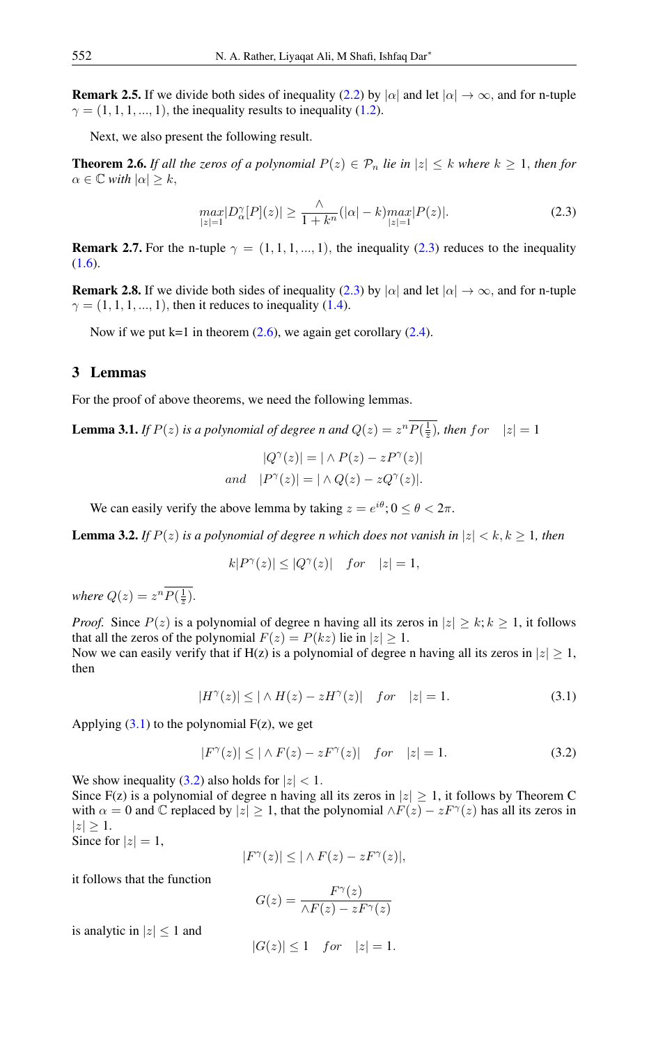**Remark 2.5.** If we divide both sides of inequality (2.2) by $|\alpha|$ and let $|\alpha| \to \infty$, and for n-tuple $\gamma = (1, 1, 1, ..., 1)$, the inequality results to inequality (1.2).

Next, we also present the following result.

**Theorem 2.6.** *If all the zeros of a polynomial $P(z) \in \mathcal{P}_n$ lie in $|z| \leq k$ where $k \geq 1$, then for $\alpha \in \mathbb{C}$ with $|\alpha| \geq k$,*

$$\max_{|z|=1} |D_\alpha^\gamma[P](z)| \geq \frac{\wedge}{1+k^n}(|\alpha| - k) \max_{|z|=1} |P(z)|. \tag{2.3}$$

**Remark 2.7.** For the n-tuple $\gamma = (1, 1, 1, ..., 1)$, the inequality (2.3) reduces to the inequality (1.6).

**Remark 2.8.** If we divide both sides of inequality (2.3) by $|\alpha|$ and let $|\alpha| \to \infty$, and for n-tuple $\gamma = (1, 1, 1, ..., 1)$, then it reduces to inequality (1.4).

Now if we put k=1 in theorem (2.6), we again get corollary (2.4).

## 3 Lemmas

For the proof of above theorems, we need the following lemmas.

**Lemma 3.1.** *If $P(z)$ is a polynomial of degree n and $Q(z) = z^n \overline{P(\frac{1}{\bar{z}})}$, then for $|z| = 1$*

$$|Q^\gamma(z)| = |\wedge P(z) - zP^\gamma(z)|$$

$$and \quad |P^\gamma(z)| = |\wedge Q(z) - zQ^\gamma(z)|.$$

We can easily verify the above lemma by taking $z = e^{i\theta}; 0 \leq \theta < 2\pi$.

**Lemma 3.2.** *If $P(z)$ is a polynomial of degree n which does not vanish in $|z| < k, k \geq 1$, then*

$$k|P^\gamma(z)| \leq |Q^\gamma(z)| \quad for \quad |z| = 1,$$

*where $Q(z) = z^n \overline{P(\frac{1}{\bar{z}})}$.*

*Proof.* Since $P(z)$ is a polynomial of degree n having all its zeros in $|z| \geq k; k \geq 1$, it follows that all the zeros of the polynomial $F(z) = P(kz)$ lie in $|z| \geq 1$.
Now we can easily verify that if H(z) is a polynomial of degree n having all its zeros in $|z| \geq 1$, then

$$|H^\gamma(z)| \leq |\wedge H(z) - zH^\gamma(z)| \quad for \quad |z| = 1. \tag{3.1}$$

Applying (3.1) to the polynomial F(z), we get

$$|F^\gamma(z)| \leq |\wedge F(z) - zF^\gamma(z)| \quad for \quad |z| = 1. \tag{3.2}$$

We show inequality (3.2) also holds for $|z| < 1$.
Since F(z) is a polynomial of degree n having all its zeros in $|z| \geq 1$, it follows by Theorem C with $\alpha = 0$ and $\mathbb{C}$ replaced by $|z| \geq 1$, that the polynomial $\wedge F(z) - zF^\gamma(z)$ has all its zeros in $|z| \geq 1$.
Since for $|z| = 1$,

$$|F^\gamma(z)| \leq |\wedge F(z) - zF^\gamma(z)|,$$

it follows that the function

$$G(z) = \frac{F^\gamma(z)}{\wedge F(z) - zF^\gamma(z)}$$

is analytic in $|z| \leq 1$ and

$$|G(z)| \leq 1 \quad for \quad |z| = 1.$$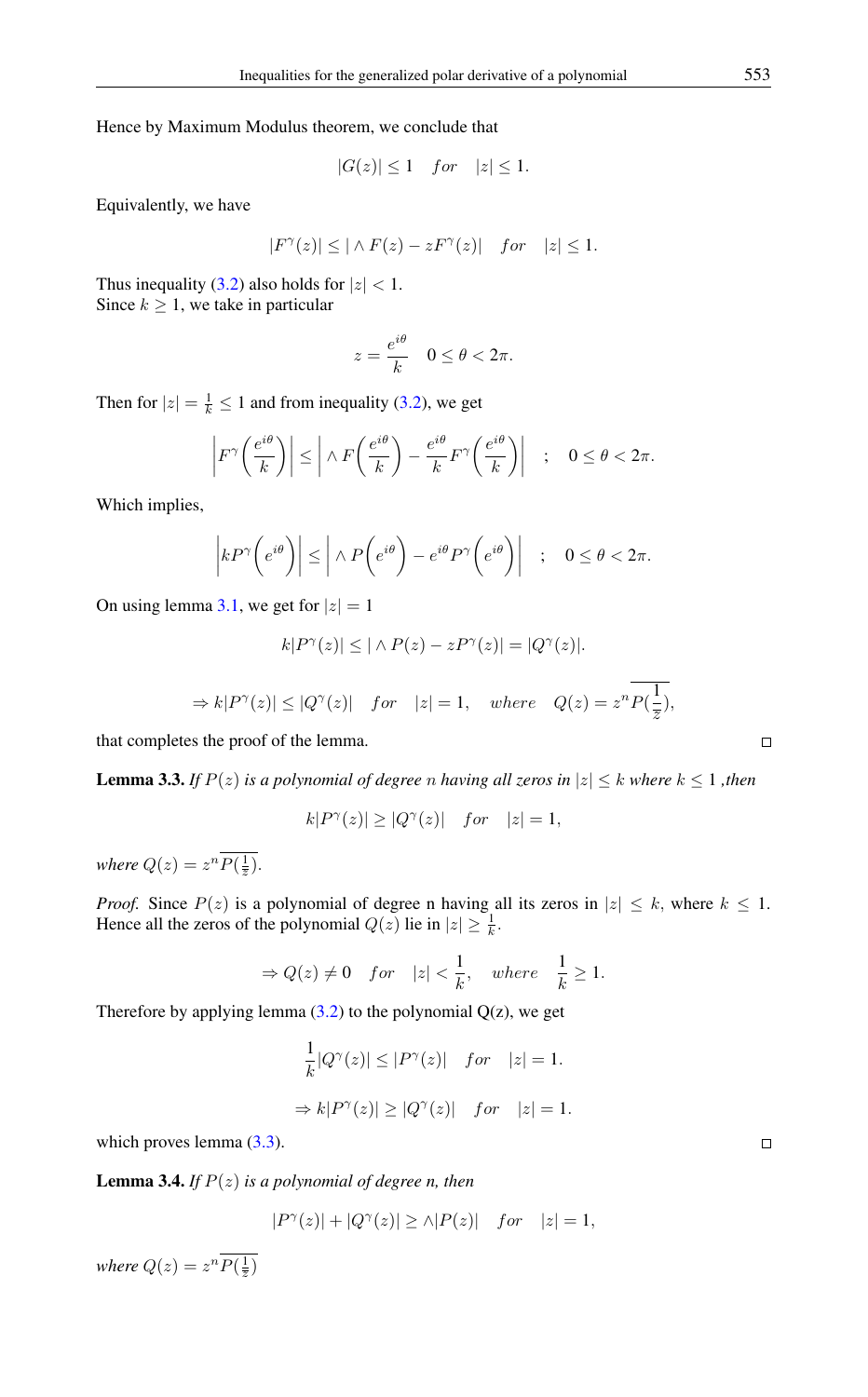Hence by Maximum Modulus theorem, we conclude that

$$|G(z)| \leq 1 \quad for \quad |z| \leq 1.$$

Equivalently, we have

$$|F^{\gamma}(z)| \leq |\wedge F(z) - zF^{\gamma}(z)| \quad for \quad |z| \leq 1.$$

Thus inequality (3.2) also holds for $|z| < 1$.
Since $k \geq 1$, we take in particular

$$z = \frac{e^{i\theta}}{k} \quad 0 \leq \theta < 2\pi.$$

Then for $|z| = \frac{1}{k} \leq 1$ and from inequality (3.2), we get

$$\left|F^{\gamma}\left(\frac{e^{i\theta}}{k}\right)\right| \leq \left|\wedge F\left(\frac{e^{i\theta}}{k}\right) - \frac{e^{i\theta}}{k}F^{\gamma}\left(\frac{e^{i\theta}}{k}\right)\right| \quad ; \quad 0 \leq \theta < 2\pi.$$

Which implies,

$$\left|kP^{\gamma}\left(e^{i\theta}\right)\right| \leq \left|\wedge P\left(e^{i\theta}\right) - e^{i\theta}P^{\gamma}\left(e^{i\theta}\right)\right| \quad ; \quad 0 \leq \theta < 2\pi.$$

On using lemma 3.1, we get for $|z| = 1$

$$k|P^{\gamma}(z)| \leq |\wedge P(z) - zP^{\gamma}(z)| = |Q^{\gamma}(z)|.$$

$$\Rightarrow k|P^{\gamma}(z)| \leq |Q^{\gamma}(z)| \quad for \quad |z| = 1, \quad where \quad Q(z) = z^n\overline{P(\frac{1}{\overline{z}})},$$

that completes the proof of the lemma. □

**Lemma 3.3.** *If $P(z)$ is a polynomial of degree $n$ having all zeros in $|z| \leq k$ where $k \leq 1$ ,then*

$$k|P^{\gamma}(z)| \geq |Q^{\gamma}(z)| \quad for \quad |z| = 1,$$

*where $Q(z) = z^n\overline{P(\frac{1}{\overline{z}})}$.*

*Proof.* Since $P(z)$ is a polynomial of degree n having all its zeros in $|z| \leq k$, where $k \leq 1$. Hence all the zeros of the polynomial $Q(z)$ lie in $|z| \geq \frac{1}{k}$.

$$\Rightarrow Q(z) \neq 0 \quad for \quad |z| < \frac{1}{k}, \quad where \quad \frac{1}{k} \geq 1.$$

Therefore by applying lemma (3.2) to the polynomial Q(z), we get

$$\frac{1}{k}|Q^{\gamma}(z)| \leq |P^{\gamma}(z)| \quad for \quad |z| = 1.$$

$$\Rightarrow k|P^{\gamma}(z)| \geq |Q^{\gamma}(z)| \quad for \quad |z| = 1.$$

which proves lemma (3.3). □

**Lemma 3.4.** *If $P(z)$ is a polynomial of degree n, then*

$$|P^{\gamma}(z)| + |Q^{\gamma}(z)| \geq \wedge|P(z)| \quad for \quad |z| = 1,$$

*where $Q(z) = z^n\overline{P(\frac{1}{\overline{z}})}$*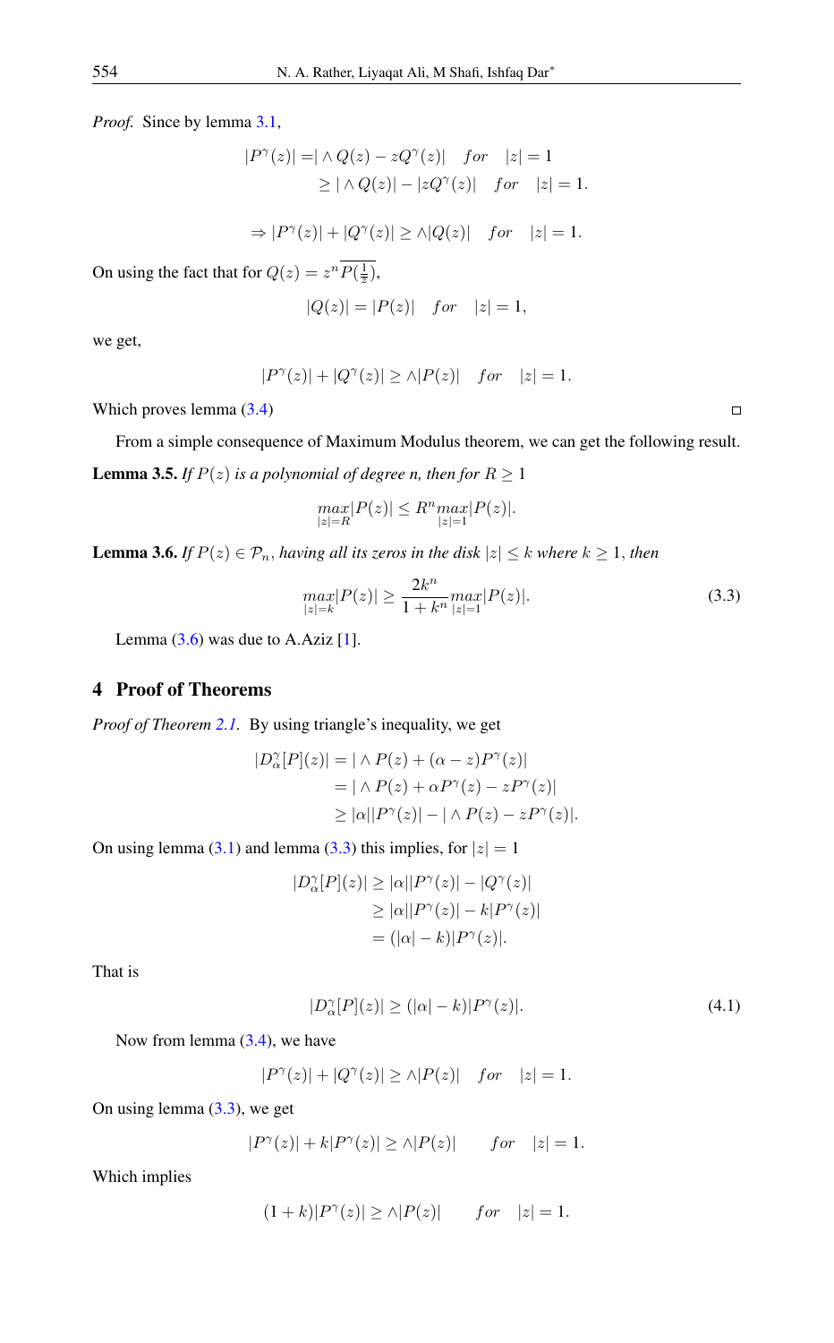*Proof.* Since by lemma 3.1,

$$
\begin{aligned}
|P^{\gamma}(z)| &= |\wedge Q(z) - zQ^{\gamma}(z)| \quad for \quad |z| = 1 \\
&\geq |\wedge Q(z)| - |zQ^{\gamma}(z)| \quad for \quad |z| = 1.
\end{aligned}
$$

$$
\Rightarrow |P^{\gamma}(z)| + |Q^{\gamma}(z)| \geq \wedge |Q(z)| \quad for \quad |z| = 1.
$$

On using the fact that for $Q(z) = z^n \overline{P(\frac{1}{\bar{z}})}$,

$$
|Q(z)| = |P(z)| \quad for \quad |z| = 1,
$$

we get,

$$
|P^{\gamma}(z)| + |Q^{\gamma}(z)| \geq \wedge |P(z)| \quad for \quad |z| = 1.
$$

Which proves lemma (3.4) □

From a simple consequence of Maximum Modulus theorem, we can get the following result.

**Lemma 3.5.** *If $P(z)$ is a polynomial of degree n, then for $R \geq 1$*

$$
\max_{|z|=R} |P(z)| \leq R^n \max_{|z|=1} |P(z)|.
$$

**Lemma 3.6.** *If $P(z) \in \mathcal{P}_n$, having all its zeros in the disk $|z| \leq k$ where $k \geq 1$, then*

$$
\max_{|z|=k} |P(z)| \geq \frac{2k^n}{1+k^n} \max_{|z|=1} |P(z)|. \tag{3.3}
$$

Lemma (3.6) was due to A.Aziz [1].

## 4 Proof of Theorems

*Proof of Theorem 2.1.* By using triangle's inequality, we get

$$
\begin{aligned}
|D_{\alpha}^{\gamma}[P](z)| &= |\wedge P(z) + (\alpha - z)P^{\gamma}(z)| \\
&= |\wedge P(z) + \alpha P^{\gamma}(z) - zP^{\gamma}(z)| \\
&\geq |\alpha||P^{\gamma}(z)| - |\wedge P(z) - zP^{\gamma}(z)|.
\end{aligned}
$$

On using lemma (3.1) and lemma (3.3) this implies, for $|z| = 1$

$$
\begin{aligned}
|D_{\alpha}^{\gamma}[P](z)| &\geq |\alpha||P^{\gamma}(z)| - |Q^{\gamma}(z)| \\
&\geq |\alpha||P^{\gamma}(z)| - k|P^{\gamma}(z)| \\
&= (|\alpha| - k)|P^{\gamma}(z)|.
\end{aligned}
$$

That is

$$
|D_{\alpha}^{\gamma}[P](z)| \geq (|\alpha| - k)|P^{\gamma}(z)|. \tag{4.1}
$$

Now from lemma (3.4), we have

$$
|P^{\gamma}(z)| + |Q^{\gamma}(z)| \geq \wedge |P(z)| \quad for \quad |z| = 1.
$$

On using lemma (3.3), we get

$$
|P^{\gamma}(z)| + k|P^{\gamma}(z)| \geq \wedge |P(z)| \qquad for \quad |z| = 1.
$$

Which implies

$$
(1+k)|P^{\gamma}(z)| \geq \wedge |P(z)| \qquad for \quad |z| = 1.
$$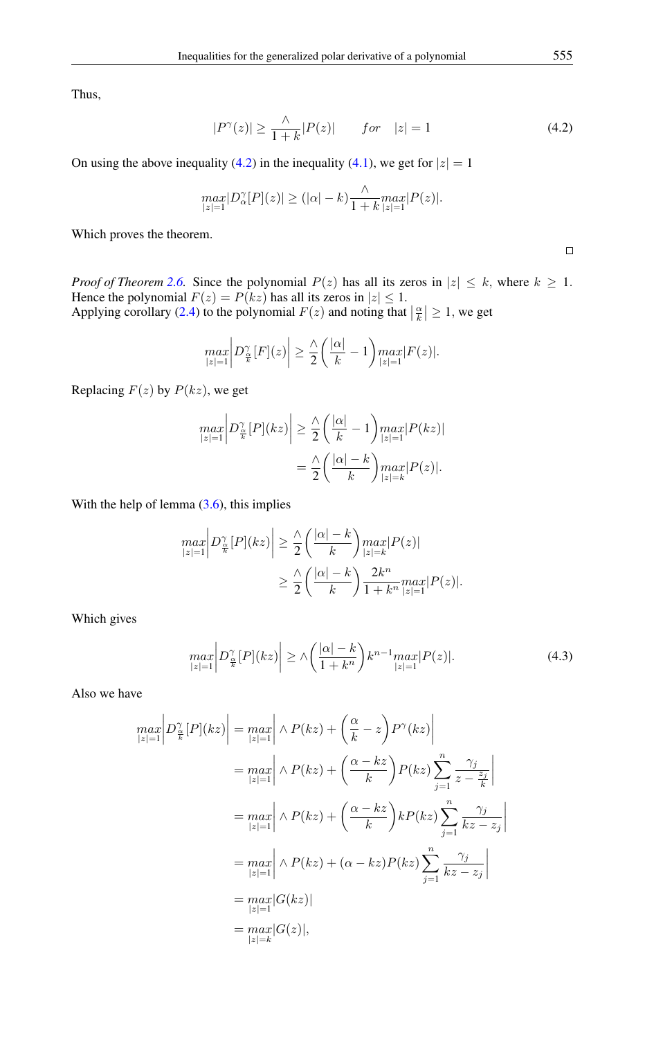Thus,

$$|P^{\gamma}(z)| \geq \frac{\wedge}{1+k}|P(z)| \qquad for \quad |z| = 1 \tag{4.2}$$

On using the above inequality (4.2) in the inequality (4.1), we get for $|z| = 1$

$$\underset{|z|=1}{max}|D_{\alpha}^{\gamma}[P](z)| \geq (|\alpha| - k)\frac{\wedge}{1+k}\underset{|z|=1}{max}|P(z)|.$$

Which proves the theorem.

∎

*Proof of Theorem 2.6.* Since the polynomial $P(z)$ has all its zeros in $|z| \leq k$, where $k \geq 1$. Hence the polynomial $F(z) = P(kz)$ has all its zeros in $|z| \leq 1$.
Applying corollary (2.4) to the polynomial $F(z)$ and noting that $\left|\frac{\alpha}{k}\right| \geq 1$, we get

$$\underset{|z|=1}{max}\left|D_{\frac{\alpha}{k}}^{\gamma}[F](z)\right| \geq \frac{\wedge}{2}\left(\frac{|\alpha|}{k} - 1\right)\underset{|z|=1}{max}|F(z)|.$$

Replacing $F(z)$ by $P(kz)$, we get

$$\begin{aligned}
\underset{|z|=1}{max}\left|D_{\frac{\alpha}{k}}^{\gamma}[P](kz)\right| &\geq \frac{\wedge}{2}\left(\frac{|\alpha|}{k} - 1\right)\underset{|z|=1}{max}|P(kz)| \\
&= \frac{\wedge}{2}\left(\frac{|\alpha| - k}{k}\right)\underset{|z|=k}{max}|P(z)|.
\end{aligned}$$

With the help of lemma (3.6), this implies

$$\begin{aligned}
\underset{|z|=1}{max}\left|D_{\frac{\alpha}{k}}^{\gamma}[P](kz)\right| &\geq \frac{\wedge}{2}\left(\frac{|\alpha| - k}{k}\right)\underset{|z|=k}{max}|P(z)| \\
&\geq \frac{\wedge}{2}\left(\frac{|\alpha| - k}{k}\right)\frac{2k^n}{1+k^n}\underset{|z|=1}{max}|P(z)|.
\end{aligned}$$

Which gives

$$\underset{|z|=1}{max}\left|D_{\frac{\alpha}{k}}^{\gamma}[P](kz)\right| \geq \wedge\left(\frac{|\alpha| - k}{1+k^n}\right)k^{n-1}\underset{|z|=1}{max}|P(z)|. \tag{4.3}$$

Also we have

$$\begin{aligned}
\underset{|z|=1}{max}\left|D_{\frac{\alpha}{k}}^{\gamma}[P](kz)\right| &= \underset{|z|=1}{max}\left|\wedge P(kz) + \left(\frac{\alpha}{k} - z\right)P^{\gamma}(kz)\right| \\
&= \underset{|z|=1}{max}\left|\wedge P(kz) + \left(\frac{\alpha - kz}{k}\right)P(kz)\sum_{j=1}^{n}\frac{\gamma_j}{z - \frac{z_j}{k}}\right| \\
&= \underset{|z|=1}{max}\left|\wedge P(kz) + \left(\frac{\alpha - kz}{k}\right)kP(kz)\sum_{j=1}^{n}\frac{\gamma_j}{kz - z_j}\right| \\
&= \underset{|z|=1}{max}\left|\wedge P(kz) + (\alpha - kz)P(kz)\sum_{j=1}^{n}\frac{\gamma_j}{kz - z_j}\right| \\
&= \underset{|z|=1}{max}|G(kz)| \\
&= \underset{|z|=k}{max}|G(z)|,
\end{aligned}$$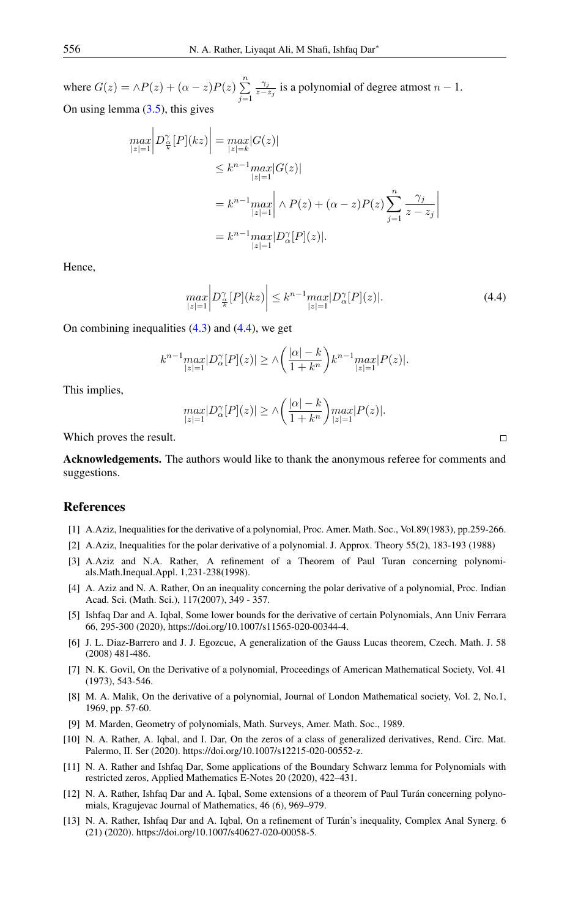where $G(z) = \wedge P(z) + (\alpha - z)P(z)\sum_{j=1}^{n}\frac{\gamma_j}{z-z_j}$ is a polynomial of degree atmost $n-1$.

On using lemma (3.5), this gives

$$
\begin{aligned}
\underset{|z|=1}{max}\left|D^{\gamma}_{\frac{\alpha}{k}}[P](kz)\right| &= \underset{|z|=k}{max}|G(z)| \\
&\leq k^{n-1}\underset{|z|=1}{max}|G(z)| \\
&= k^{n-1}\underset{|z|=1}{max}\left|\wedge P(z) + (\alpha - z)P(z)\sum_{j=1}^{n}\frac{\gamma_j}{z-z_j}\right| \\
&= k^{n-1}\underset{|z|=1}{max}|D^{\gamma}_{\alpha}[P](z)|.
\end{aligned}
$$

Hence,

$$
\underset{|z|=1}{max}\left|D^{\gamma}_{\frac{\alpha}{k}}[P](kz)\right| \leq k^{n-1}\underset{|z|=1}{max}|D^{\gamma}_{\alpha}[P](z)|. \tag{4.4}
$$

On combining inequalities (4.3) and (4.4), we get

$$
k^{n-1}\underset{|z|=1}{max}|D^{\gamma}_{\alpha}[P](z)| \geq \wedge\left(\frac{|\alpha|-k}{1+k^n}\right)k^{n-1}\underset{|z|=1}{max}|P(z)|.
$$

This implies,

$$
\underset{|z|=1}{max}|D^{\gamma}_{\alpha}[P](z)| \geq \wedge\left(\frac{|\alpha|-k}{1+k^n}\right)\underset{|z|=1}{max}|P(z)|.
$$

Which proves the result. □

**Acknowledgements.** The authors would like to thank the anonymous referee for comments and suggestions.

## References

[1] A.Aziz, Inequalities for the derivative of a polynomial, Proc. Amer. Math. Soc., Vol.89(1983), pp.259-266.

[2] A.Aziz, Inequalities for the polar derivative of a polynomial. J. Approx. Theory 55(2), 183-193 (1988)

[3] A.Aziz and N.A. Rather, A refinement of a Theorem of Paul Turan concerning polynomials.Math.Inequal.Appl. 1,231-238(1998).

[4] A. Aziz and N. A. Rather, On an inequality concerning the polar derivative of a polynomial, Proc. Indian Acad. Sci. (Math. Sci.), 117(2007), 349 - 357.

[5] Ishfaq Dar and A. Iqbal, Some lower bounds for the derivative of certain Polynomials, Ann Univ Ferrara 66, 295-300 (2020), https://doi.org/10.1007/s11565-020-00344-4.

[6] J. L. Diaz-Barrero and J. J. Egozcue, A generalization of the Gauss Lucas theorem, Czech. Math. J. 58 (2008) 481-486.

[7] N. K. Govil, On the Derivative of a polynomial, Proceedings of American Mathematical Society, Vol. 41 (1973), 543-546.

[8] M. A. Malik, On the derivative of a polynomial, Journal of London Mathematical society, Vol. 2, No.1, 1969, pp. 57-60.

[9] M. Marden, Geometry of polynomials, Math. Surveys, Amer. Math. Soc., 1989.

[10] N. A. Rather, A. Iqbal, and I. Dar, On the zeros of a class of generalized derivatives, Rend. Circ. Mat. Palermo, II. Ser (2020). https://doi.org/10.1007/s12215-020-00552-z.

[11] N. A. Rather and Ishfaq Dar, Some applications of the Boundary Schwarz lemma for Polynomials with restricted zeros, Applied Mathematics E-Notes 20 (2020), 422–431.

[12] N. A. Rather, Ishfaq Dar and A. Iqbal, Some extensions of a theorem of Paul Turán concerning polynomials, Kragujevac Journal of Mathematics, 46 (6), 969–979.

[13] N. A. Rather, Ishfaq Dar and A. Iqbal, On a refinement of Turán's inequality, Complex Anal Synerg. 6 (21) (2020). https://doi.org/10.1007/s40627-020-00058-5.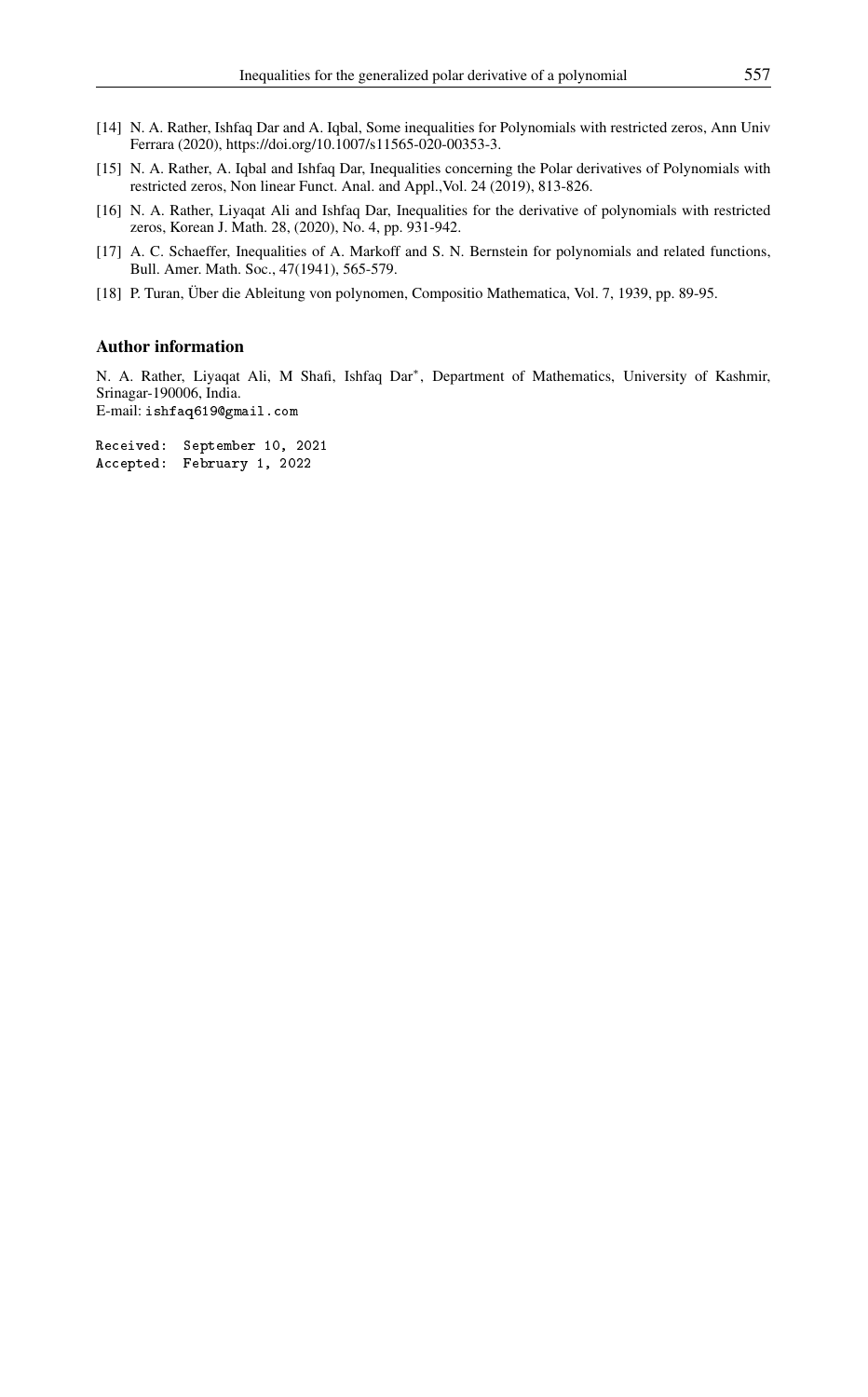[14] N. A. Rather, Ishfaq Dar and A. Iqbal, Some inequalities for Polynomials with restricted zeros, Ann Univ Ferrara (2020), https://doi.org/10.1007/s11565-020-00353-3.

[15] N. A. Rather, A. Iqbal and Ishfaq Dar, Inequalities concerning the Polar derivatives of Polynomials with restricted zeros, Non linear Funct. Anal. and Appl.,Vol. 24 (2019), 813-826.

[16] N. A. Rather, Liyaqat Ali and Ishfaq Dar, Inequalities for the derivative of polynomials with restricted zeros, Korean J. Math. 28, (2020), No. 4, pp. 931-942.

[17] A. C. Schaeffer, Inequalities of A. Markoff and S. N. Bernstein for polynomials and related functions, Bull. Amer. Math. Soc., 47(1941), 565-579.

[18] P. Turan, Über die Ableitung von polynomen, Compositio Mathematica, Vol. 7, 1939, pp. 89-95.

## Author information

N. A. Rather, Liyaqat Ali, M Shafi, Ishfaq Dar*, Department of Mathematics, University of Kashmir, Srinagar-190006, India.
E-mail: ishfaq619@gmail.com

Received: September 10, 2021
Accepted: February 1, 2022